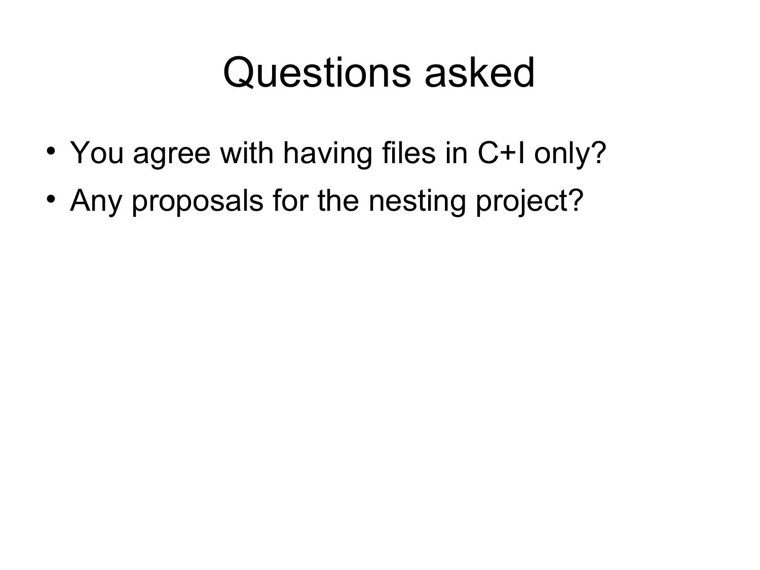# Questions asked

- You agree with having files in C+I only?
- Any proposals for the nesting project?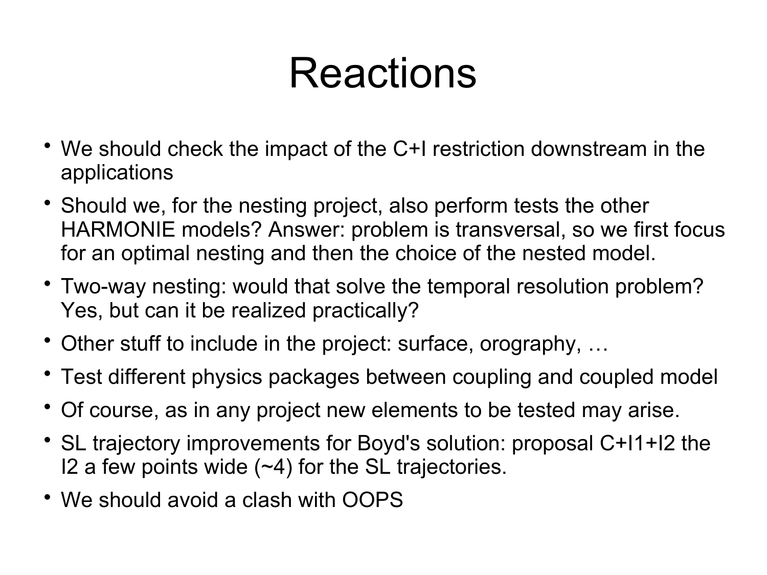# Reactions

- We should check the impact of the C+I restriction downstream in the applications
- Should we, for the nesting project, also perform tests the other HARMONIE models? Answer: problem is transversal, so we first focus for an optimal nesting and then the choice of the nested model.
- Two-way nesting: would that solve the temporal resolution problem? Yes, but can it be realized practically?
- Other stuff to include in the project: surface, orography, …
- Test different physics packages between coupling and coupled model
- Of course, as in any project new elements to be tested may arise.
- SL trajectory improvements for Boyd's solution: proposal C+I1+I2 the I2 a few points wide (~4) for the SL trajectories.
- We should avoid a clash with OOPS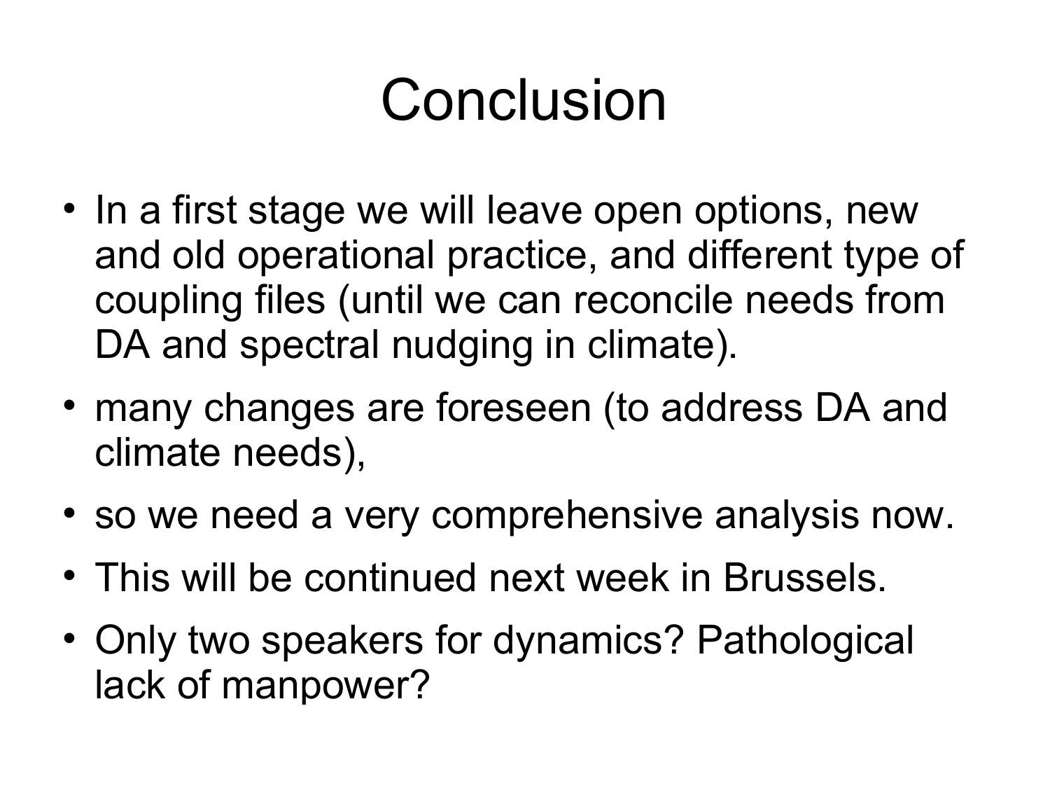# Conclusion

- In a first stage we will leave open options, new and old operational practice, and different type of coupling files (until we can reconcile needs from DA and spectral nudging in climate).
- many changes are foreseen (to address DA and climate needs),
- so we need a very comprehensive analysis now.
- This will be continued next week in Brussels.
- Only two speakers for dynamics? Pathological lack of manpower?